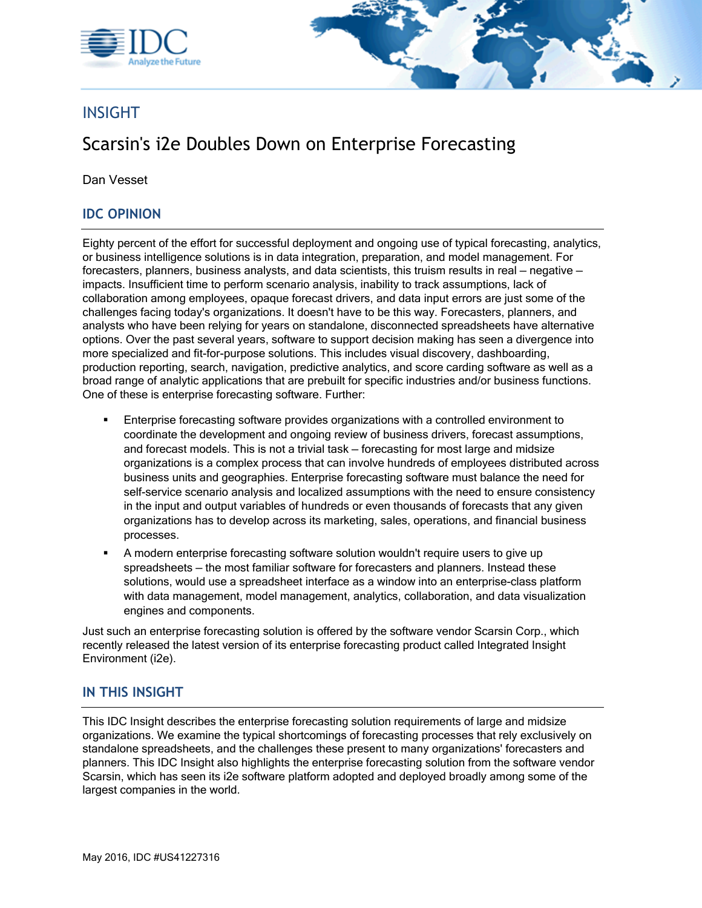INSIGHT

# Scarsin's i2e Doubles Down on Enterprise Forecasting

Dan Vesset

## IDC OPINION

Eighty percent of the effort for successful deployment and ongoing use of typical forecasting, analytics, or business intelligence solutions is in data integration, preparation, and model management. For forecasters, planners, business analysts, and data scientists, this truism results in real – negative – impacts. Insufficient time to perform scenario analysis, inability to track assumptions, lack of collaboration among employees, opaque forecast drivers, and data input errors are just some of the challenges facing today's organizations. It doesn't have to be this way. Forecasters, planners, and analysts who have been relying for years on standalone, disconnected spreadsheets have alternative options. Over the past several years, software to support decision making has seen a divergence into more specialized and fit-for-purpose solutions. This includes visual discovery, dashboarding, production reporting, search, navigation, predictive analytics, and score carding software as well as a broad range of analytic applications that are prebuilt for specific industries and/or business functions. One of these is enterprise forecasting software. Further:

- Enterprise forecasting software provides organizations with a controlled environment to coordinate the development and ongoing review of business drivers, forecast assumptions, and forecast models. This is not a trivial task – forecasting for most large and midsize organizations is a complex process that can involve hundreds of employees distributed across business units and geographies. Enterprise forecasting software must balance the need for self-service scenario analysis and localized assumptions with the need to ensure consistency in the input and output variables of hundreds or even thousands of forecasts that any given organizations has to develop across its marketing, sales, operations, and financial business processes.
- A modern enterprise forecasting software solution wouldn't require users to give up spreadsheets – the most familiar software for forecasters and planners. Instead these solutions, would use a spreadsheet interface as a window into an enterprise-class platform with data management, model management, analytics, collaboration, and data visualization engines and components.

Just such an enterprise forecasting solution is offered by the software vendor Scarsin Corp., which recently released the latest version of its enterprise forecasting product called Integrated Insight Environment (i2e).

## IN THIS INSIGHT

This IDC Insight describes the enterprise forecasting solution requirements of large and midsize organizations. We examine the typical shortcomings of forecasting processes that rely exclusively on standalone spreadsheets, and the challenges these present to many organizations' forecasters and planners. This IDC Insight also highlights the enterprise forecasting solution from the software vendor Scarsin, which has seen its i2e software platform adopted and deployed broadly among some of the largest companies in the world.

May 2016, IDC #US41227316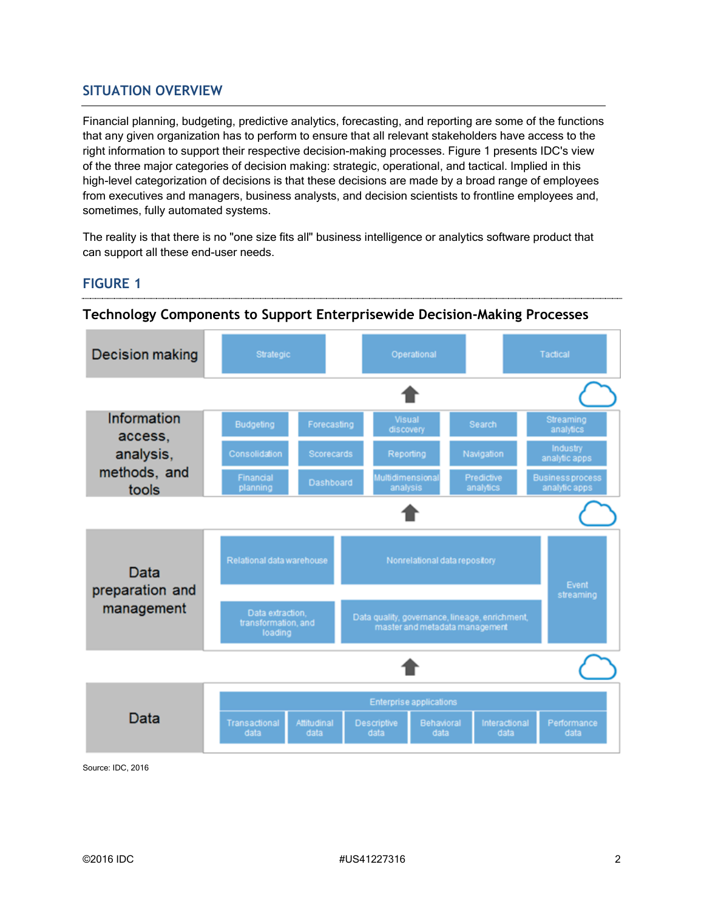## SITUATION OVERVIEW

Financial planning, budgeting, predictive analytics, forecasting, and reporting are some of the functions that any given organization has to perform to ensure that all relevant stakeholders have access to the right information to support their respective decision-making processes. Figure 1 presents IDC's view of the three major categories of decision making: strategic, operational, and tactical. Implied in this high-level categorization of decisions is that these decisions are made by a broad range of employees from executives and managers, business analysts, and decision scientists to frontline employees and, sometimes, fully automated systems.

The reality is that there is no "one size fits all" business intelligence or analytics software product that can support all these end-user needs.

## FIGURE 1

### Technology Components to Support Enterprisewide Decision-Making Processes

| Layer | Components |
|---|---|
| Decision making | Strategic; Operational; Tactical |
| Information access, analysis, methods, and tools | Budgeting; Forecasting; Visual discovery; Search; Streaming analytics; Consolidation; Scorecards; Reporting; Navigation; Industry analytic apps; Financial planning; Dashboard; Multidimensional analysis; Predictive analytics; Business process analytic apps |
| Data preparation and management | Relational data warehouse; Nonrelational data repository; Event streaming; Data extraction, transformation, and loading; Data quality, governance, lineage, enrichment, master and metadata management |
| Data | Enterprise applications: Transactional data; Attitudinal data; Descriptive data; Behavioral data; Interactional data; Performance data |

Source: IDC, 2016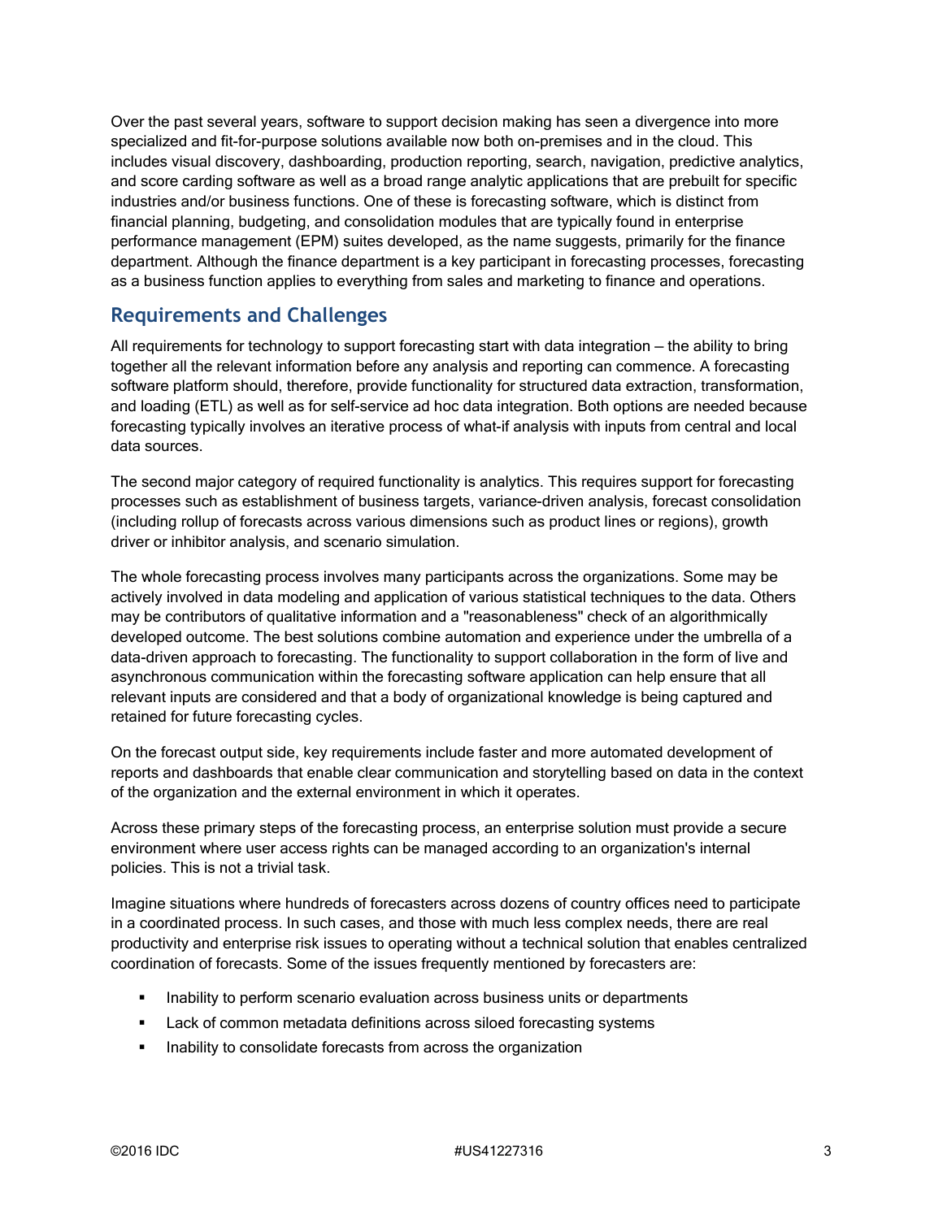Over the past several years, software to support decision making has seen a divergence into more specialized and fit-for-purpose solutions available now both on-premises and in the cloud. This includes visual discovery, dashboarding, production reporting, search, navigation, predictive analytics, and score carding software as well as a broad range analytic applications that are prebuilt for specific industries and/or business functions. One of these is forecasting software, which is distinct from financial planning, budgeting, and consolidation modules that are typically found in enterprise performance management (EPM) suites developed, as the name suggests, primarily for the finance department. Although the finance department is a key participant in forecasting processes, forecasting as a business function applies to everything from sales and marketing to finance and operations.

## Requirements and Challenges

All requirements for technology to support forecasting start with data integration — the ability to bring together all the relevant information before any analysis and reporting can commence. A forecasting software platform should, therefore, provide functionality for structured data extraction, transformation, and loading (ETL) as well as for self-service ad hoc data integration. Both options are needed because forecasting typically involves an iterative process of what-if analysis with inputs from central and local data sources.

The second major category of required functionality is analytics. This requires support for forecasting processes such as establishment of business targets, variance-driven analysis, forecast consolidation (including rollup of forecasts across various dimensions such as product lines or regions), growth driver or inhibitor analysis, and scenario simulation.

The whole forecasting process involves many participants across the organizations. Some may be actively involved in data modeling and application of various statistical techniques to the data. Others may be contributors of qualitative information and a "reasonableness" check of an algorithmically developed outcome. The best solutions combine automation and experience under the umbrella of a data-driven approach to forecasting. The functionality to support collaboration in the form of live and asynchronous communication within the forecasting software application can help ensure that all relevant inputs are considered and that a body of organizational knowledge is being captured and retained for future forecasting cycles.

On the forecast output side, key requirements include faster and more automated development of reports and dashboards that enable clear communication and storytelling based on data in the context of the organization and the external environment in which it operates.

Across these primary steps of the forecasting process, an enterprise solution must provide a secure environment where user access rights can be managed according to an organization's internal policies. This is not a trivial task.

Imagine situations where hundreds of forecasters across dozens of country offices need to participate in a coordinated process. In such cases, and those with much less complex needs, there are real productivity and enterprise risk issues to operating without a technical solution that enables centralized coordination of forecasts. Some of the issues frequently mentioned by forecasters are:

- Inability to perform scenario evaluation across business units or departments
- Lack of common metadata definitions across siloed forecasting systems
- Inability to consolidate forecasts from across the organization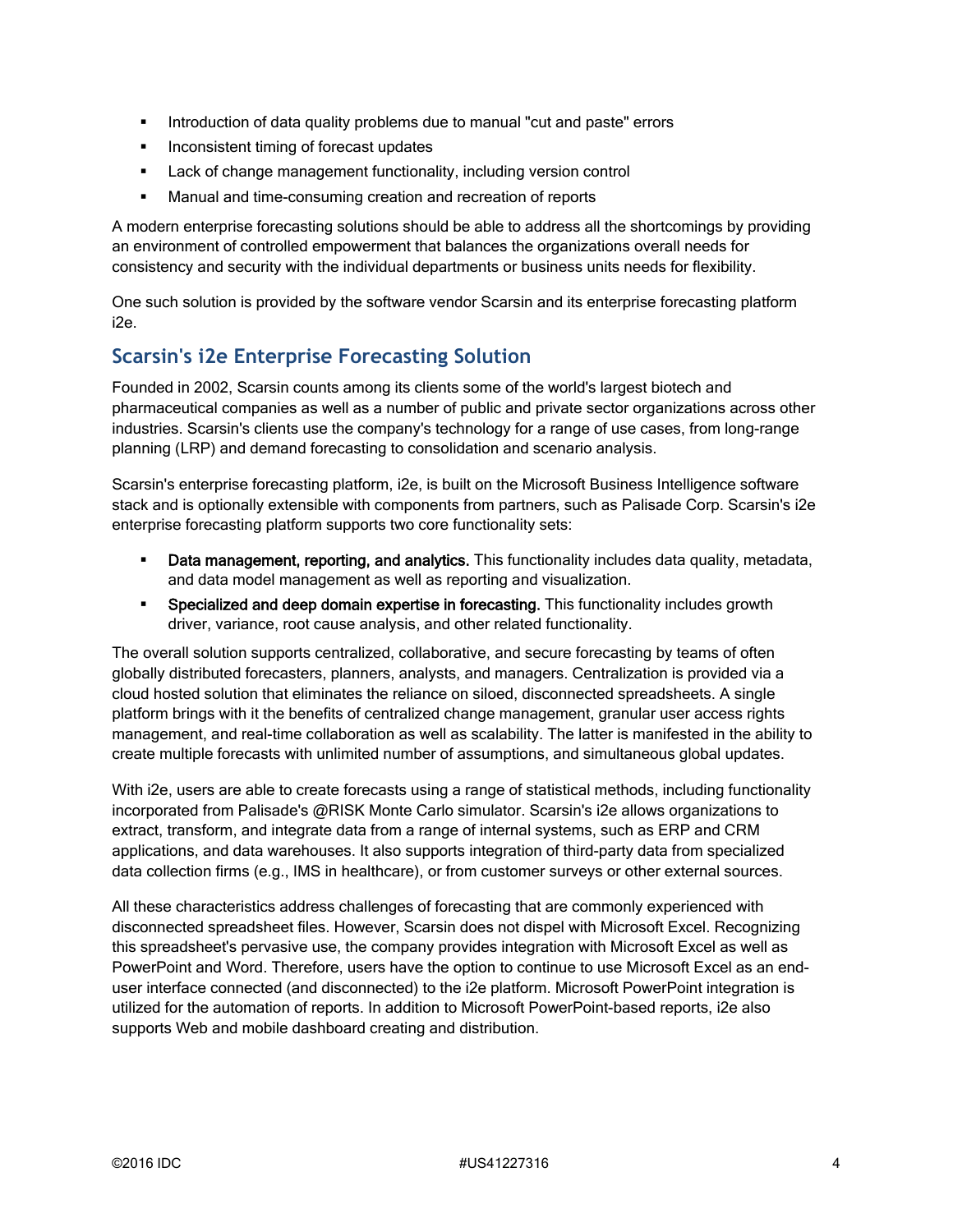- Introduction of data quality problems due to manual "cut and paste" errors
- Inconsistent timing of forecast updates
- Lack of change management functionality, including version control
- Manual and time-consuming creation and recreation of reports

A modern enterprise forecasting solutions should be able to address all the shortcomings by providing an environment of controlled empowerment that balances the organizations overall needs for consistency and security with the individual departments or business units needs for flexibility.

One such solution is provided by the software vendor Scarsin and its enterprise forecasting platform i2e.

## Scarsin's i2e Enterprise Forecasting Solution

Founded in 2002, Scarsin counts among its clients some of the world's largest biotech and pharmaceutical companies as well as a number of public and private sector organizations across other industries. Scarsin's clients use the company's technology for a range of use cases, from long-range planning (LRP) and demand forecasting to consolidation and scenario analysis.

Scarsin's enterprise forecasting platform, i2e, is built on the Microsoft Business Intelligence software stack and is optionally extensible with components from partners, such as Palisade Corp. Scarsin's i2e enterprise forecasting platform supports two core functionality sets:

- **Data management, reporting, and analytics.** This functionality includes data quality, metadata, and data model management as well as reporting and visualization.
- **Specialized and deep domain expertise in forecasting.** This functionality includes growth driver, variance, root cause analysis, and other related functionality.

The overall solution supports centralized, collaborative, and secure forecasting by teams of often globally distributed forecasters, planners, analysts, and managers. Centralization is provided via a cloud hosted solution that eliminates the reliance on siloed, disconnected spreadsheets. A single platform brings with it the benefits of centralized change management, granular user access rights management, and real-time collaboration as well as scalability. The latter is manifested in the ability to create multiple forecasts with unlimited number of assumptions, and simultaneous global updates.

With i2e, users are able to create forecasts using a range of statistical methods, including functionality incorporated from Palisade's @RISK Monte Carlo simulator. Scarsin's i2e allows organizations to extract, transform, and integrate data from a range of internal systems, such as ERP and CRM applications, and data warehouses. It also supports integration of third-party data from specialized data collection firms (e.g., IMS in healthcare), or from customer surveys or other external sources.

All these characteristics address challenges of forecasting that are commonly experienced with disconnected spreadsheet files. However, Scarsin does not dispel with Microsoft Excel. Recognizing this spreadsheet's pervasive use, the company provides integration with Microsoft Excel as well as PowerPoint and Word. Therefore, users have the option to continue to use Microsoft Excel as an end-user interface connected (and disconnected) to the i2e platform. Microsoft PowerPoint integration is utilized for the automation of reports. In addition to Microsoft PowerPoint-based reports, i2e also supports Web and mobile dashboard creating and distribution.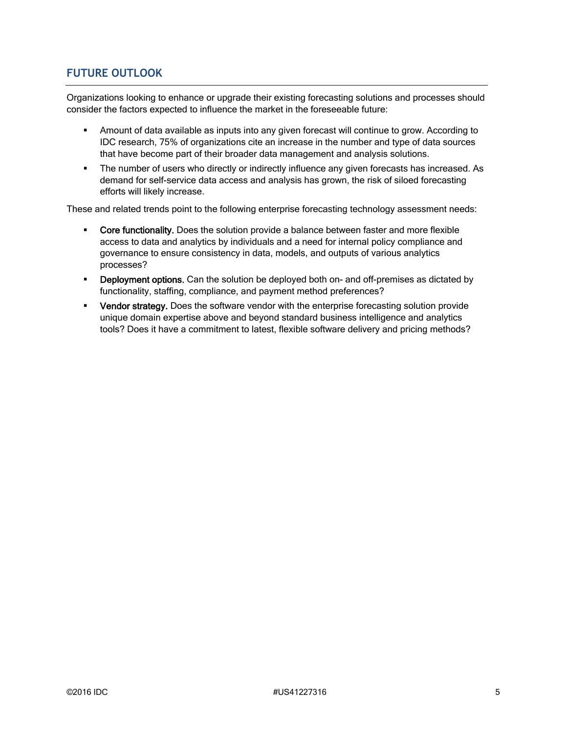## FUTURE OUTLOOK

Organizations looking to enhance or upgrade their existing forecasting solutions and processes should consider the factors expected to influence the market in the foreseeable future:

- Amount of data available as inputs into any given forecast will continue to grow. According to IDC research, 75% of organizations cite an increase in the number and type of data sources that have become part of their broader data management and analysis solutions.
- The number of users who directly or indirectly influence any given forecasts has increased. As demand for self-service data access and analysis has grown, the risk of siloed forecasting efforts will likely increase.

These and related trends point to the following enterprise forecasting technology assessment needs:

- **Core functionality.** Does the solution provide a balance between faster and more flexible access to data and analytics by individuals and a need for internal policy compliance and governance to ensure consistency in data, models, and outputs of various analytics processes?
- **Deployment options.** Can the solution be deployed both on- and off-premises as dictated by functionality, staffing, compliance, and payment method preferences?
- **Vendor strategy.** Does the software vendor with the enterprise forecasting solution provide unique domain expertise above and beyond standard business intelligence and analytics tools? Does it have a commitment to latest, flexible software delivery and pricing methods?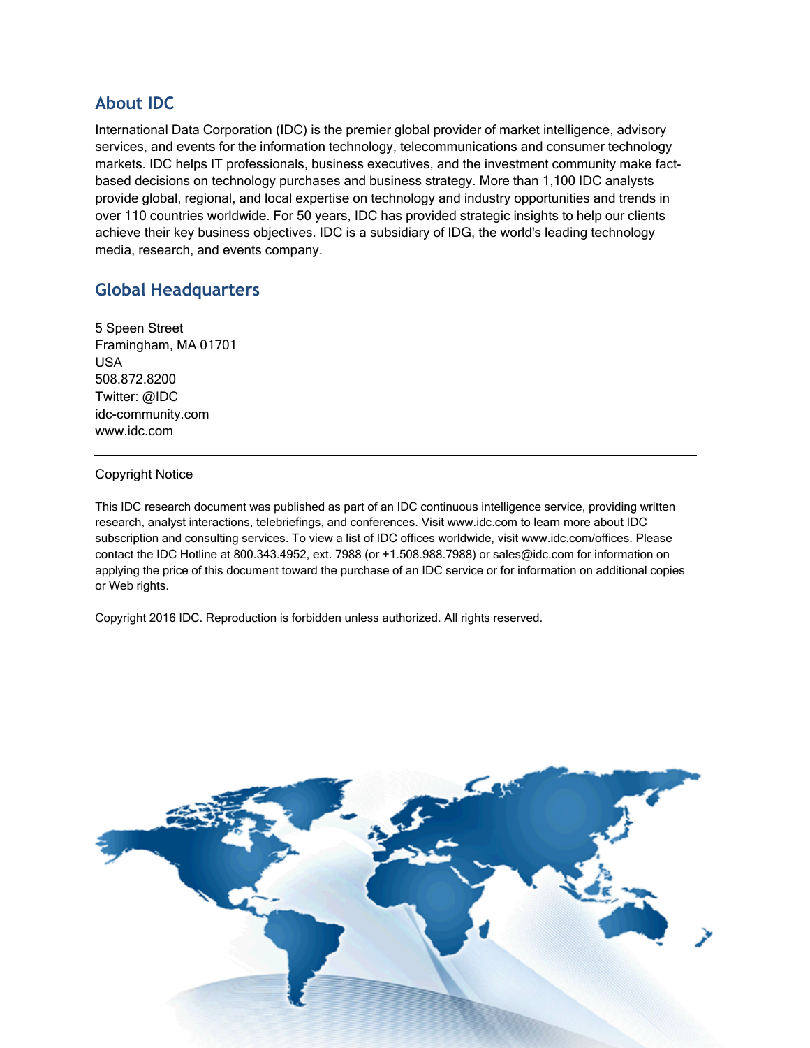## About IDC

International Data Corporation (IDC) is the premier global provider of market intelligence, advisory services, and events for the information technology, telecommunications and consumer technology markets. IDC helps IT professionals, business executives, and the investment community make fact-based decisions on technology purchases and business strategy. More than 1,100 IDC analysts provide global, regional, and local expertise on technology and industry opportunities and trends in over 110 countries worldwide. For 50 years, IDC has provided strategic insights to help our clients achieve their key business objectives. IDC is a subsidiary of IDG, the world's leading technology media, research, and events company.

## Global Headquarters

5 Speen Street
Framingham, MA 01701
USA
508.872.8200
Twitter: @IDC
idc-community.com
www.idc.com

---

Copyright Notice

This IDC research document was published as part of an IDC continuous intelligence service, providing written research, analyst interactions, telebriefings, and conferences. Visit www.idc.com to learn more about IDC subscription and consulting services. To view a list of IDC offices worldwide, visit www.idc.com/offices. Please contact the IDC Hotline at 800.343.4952, ext. 7988 (or +1.508.988.7988) or sales@idc.com for information on applying the price of this document toward the purchase of an IDC service or for information on additional copies or Web rights.

Copyright 2016 IDC. Reproduction is forbidden unless authorized. All rights reserved.